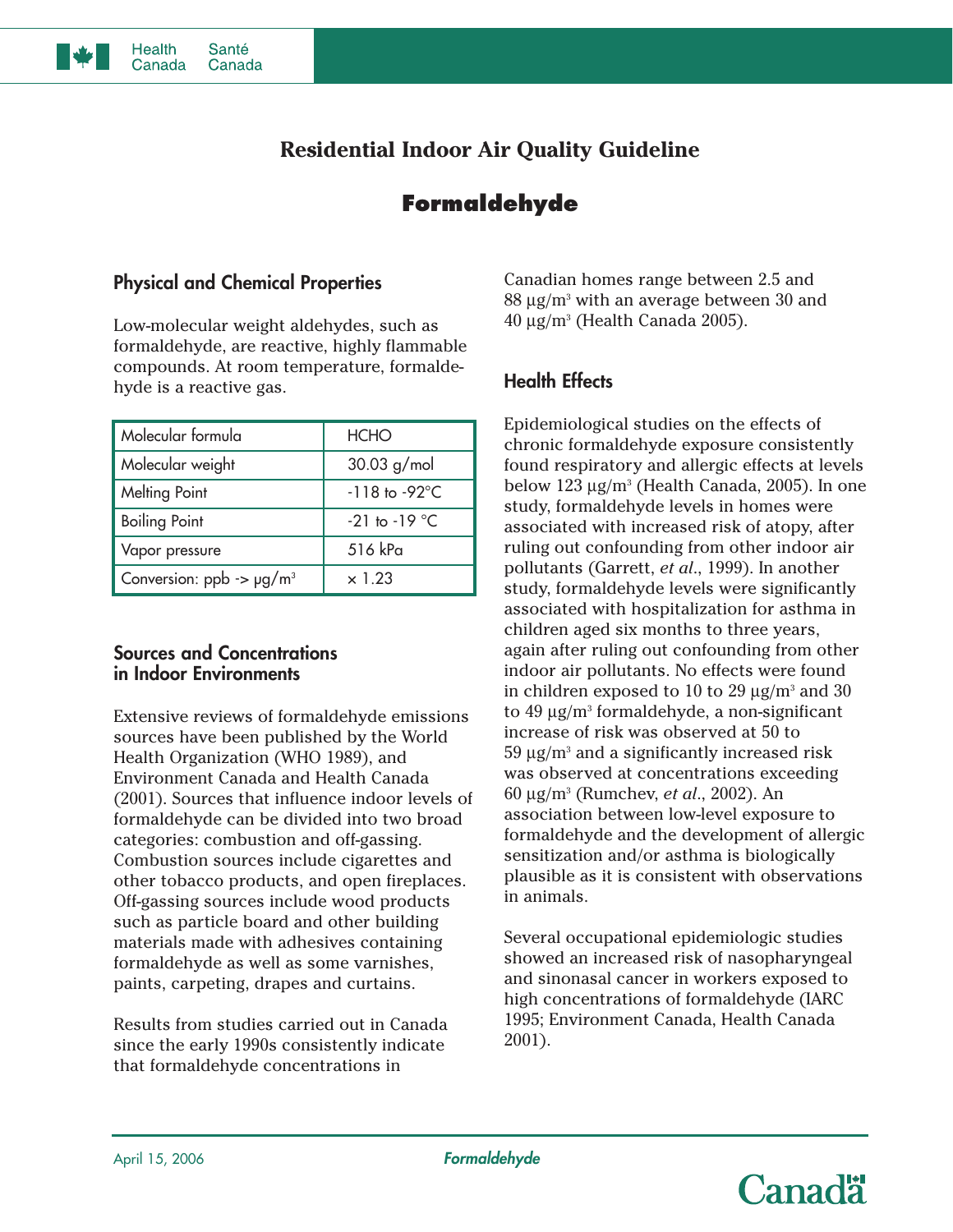# Residential Indoor Air Quality Guideline

## Formaldehyde

### Physical and Chemical Properties

Low-molecular weight aldehydes, such as formaldehyde, are reactive, highly flammable compounds. At room temperature, formaldehyde is a reactive gas.

| Molecular formula | HCHO |
|---|---|
| Molecular weight | 30.03 g/mol |
| Melting Point | -118 to -92°C |
| Boiling Point | -21 to -19 °C |
| Vapor pressure | 516 kPa |
| Conversion: ppb -> µg/m$^3$ | × 1.23 |

### Sources and Concentrations in Indoor Environments

Extensive reviews of formaldehyde emissions sources have been published by the World Health Organization (WHO 1989), and Environment Canada and Health Canada (2001). Sources that influence indoor levels of formaldehyde can be divided into two broad categories: combustion and off-gassing. Combustion sources include cigarettes and other tobacco products, and open fireplaces. Off-gassing sources include wood products such as particle board and other building materials made with adhesives containing formaldehyde as well as some varnishes, paints, carpeting, drapes and curtains.

Results from studies carried out in Canada since the early 1990s consistently indicate that formaldehyde concentrations in Canadian homes range between 2.5 and 88 µg/m$^3$ with an average between 30 and 40 µg/m$^3$ (Health Canada 2005).

### Health Effects

Epidemiological studies on the effects of chronic formaldehyde exposure consistently found respiratory and allergic effects at levels below 123 µg/m$^3$ (Health Canada, 2005). In one study, formaldehyde levels in homes were associated with increased risk of atopy, after ruling out confounding from other indoor air pollutants (Garrett, *et al*., 1999). In another study, formaldehyde levels were significantly associated with hospitalization for asthma in children aged six months to three years, again after ruling out confounding from other indoor air pollutants. No effects were found in children exposed to 10 to 29 µg/m$^3$ and 30 to 49 µg/m$^3$ formaldehyde, a non-significant increase of risk was observed at 50 to 59 µg/m$^3$ and a significantly increased risk was observed at concentrations exceeding 60 µg/m$^3$ (Rumchev, *et al*., 2002). An association between low-level exposure to formaldehyde and the development of allergic sensitization and/or asthma is biologically plausible as it is consistent with observations in animals.

Several occupational epidemiologic studies showed an increased risk of nasopharyngeal and sinonasal cancer in workers exposed to high concentrations of formaldehyde (IARC 1995; Environment Canada, Health Canada 2001).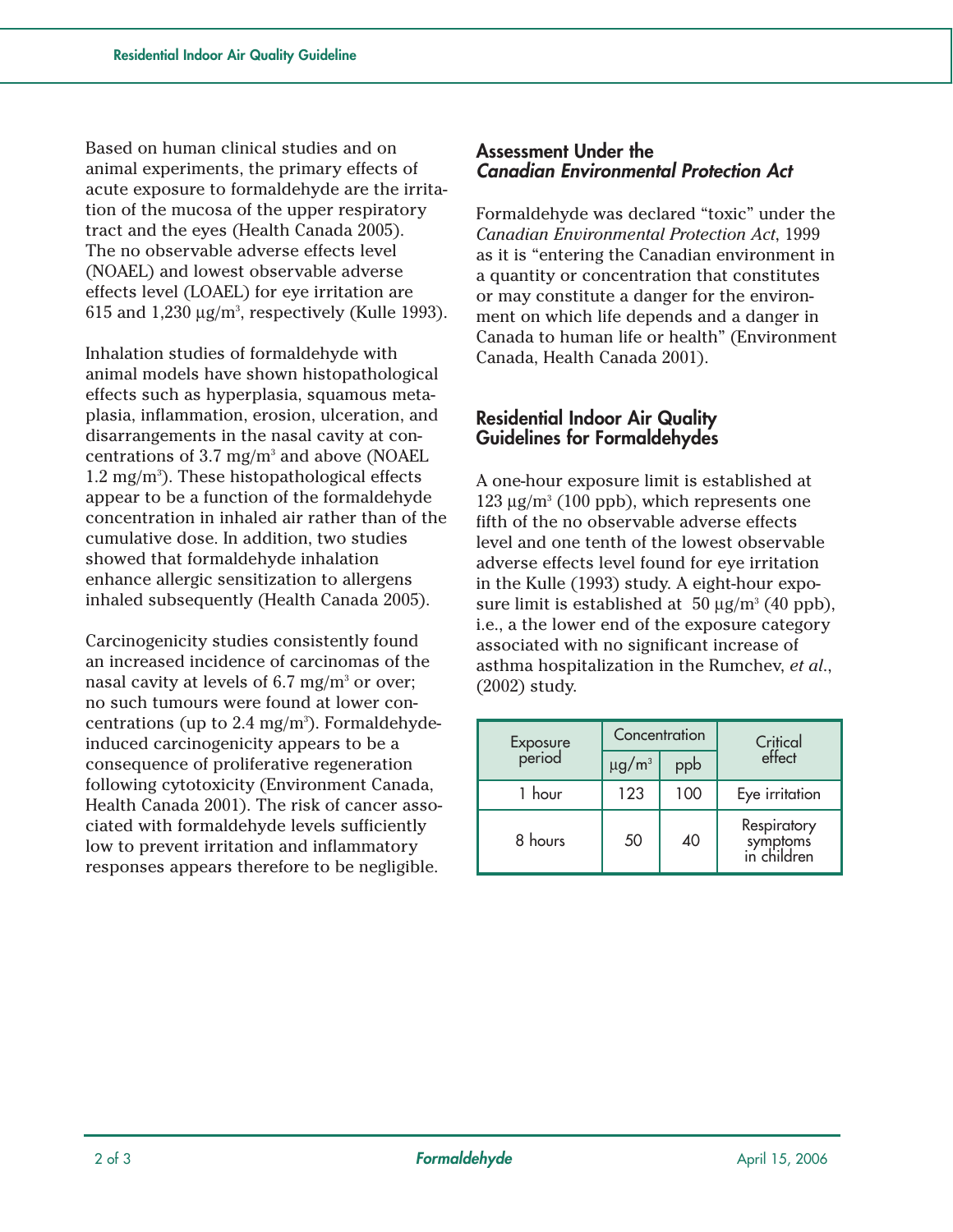Based on human clinical studies and on animal experiments, the primary effects of acute exposure to formaldehyde are the irritation of the mucosa of the upper respiratory tract and the eyes (Health Canada 2005). The no observable adverse effects level (NOAEL) and lowest observable adverse effects level (LOAEL) for eye irritation are 615 and 1,230 µg/m³, respectively (Kulle 1993).

Inhalation studies of formaldehyde with animal models have shown histopathological effects such as hyperplasia, squamous metaplasia, inflammation, erosion, ulceration, and disarrangements in the nasal cavity at concentrations of 3.7 mg/m³ and above (NOAEL 1.2 mg/m³). These histopathological effects appear to be a function of the formaldehyde concentration in inhaled air rather than of the cumulative dose. In addition, two studies showed that formaldehyde inhalation enhance allergic sensitization to allergens inhaled subsequently (Health Canada 2005).

Carcinogenicity studies consistently found an increased incidence of carcinomas of the nasal cavity at levels of 6.7 mg/m³ or over; no such tumours were found at lower concentrations (up to 2.4 mg/m³). Formaldehyde-induced carcinogenicity appears to be a consequence of proliferative regeneration following cytotoxicity (Environment Canada, Health Canada 2001). The risk of cancer associated with formaldehyde levels sufficiently low to prevent irritation and inflammatory responses appears therefore to be negligible.

## Assessment Under the *Canadian Environmental Protection Act*

Formaldehyde was declared "toxic" under the *Canadian Environmental Protection Act*, 1999 as it is "entering the Canadian environment in a quantity or concentration that constitutes or may constitute a danger for the environment on which life depends and a danger in Canada to human life or health" (Environment Canada, Health Canada 2001).

## Residential Indoor Air Quality Guidelines for Formaldehydes

A one-hour exposure limit is established at 123 µg/m³ (100 ppb), which represents one fifth of the no observable adverse effects level and one tenth of the lowest observable adverse effects level found for eye irritation in the Kulle (1993) study. A eight-hour exposure limit is established at 50 µg/m³ (40 ppb), i.e., a the lower end of the exposure category associated with no significant increase of asthma hospitalization in the Rumchev, *et al.*, (2002) study.

| Exposure period | Concentration | | Critical effect |
|---|---|---|---|
| | µg/m³ | ppb | |
| 1 hour | 123 | 100 | Eye irritation |
| 8 hours | 50 | 40 | Respiratory symptoms in children |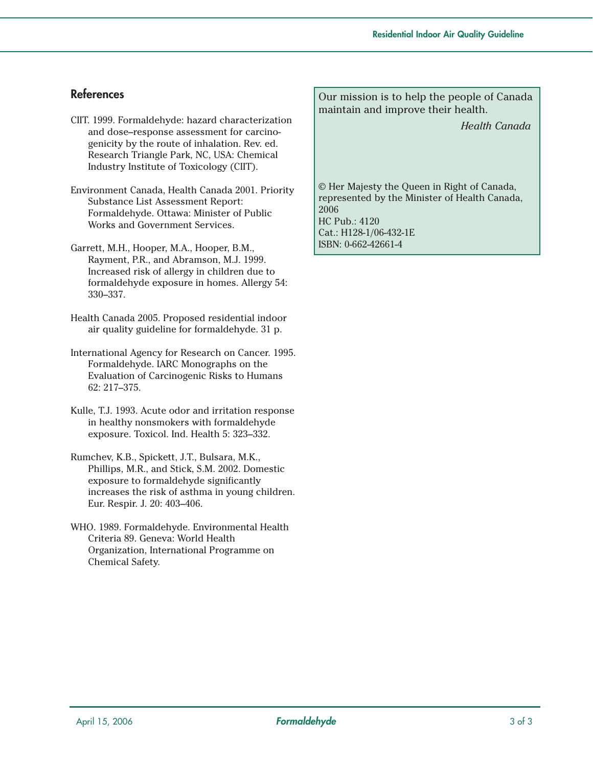## References

CIIT. 1999. Formaldehyde: hazard characterization and dose–response assessment for carcinogenicity by the route of inhalation. Rev. ed. Research Triangle Park, NC, USA: Chemical Industry Institute of Toxicology (CIIT).

Environment Canada, Health Canada 2001. Priority Substance List Assessment Report: Formaldehyde. Ottawa: Minister of Public Works and Government Services.

Garrett, M.H., Hooper, M.A., Hooper, B.M., Rayment, P.R., and Abramson, M.J. 1999. Increased risk of allergy in children due to formaldehyde exposure in homes. Allergy 54: 330–337.

Health Canada 2005. Proposed residential indoor air quality guideline for formaldehyde. 31 p.

International Agency for Research on Cancer. 1995. Formaldehyde. IARC Monographs on the Evaluation of Carcinogenic Risks to Humans 62: 217–375.

Kulle, T.J. 1993. Acute odor and irritation response in healthy nonsmokers with formaldehyde exposure. Toxicol. Ind. Health 5: 323–332.

Rumchev, K.B., Spickett, J.T., Bulsara, M.K., Phillips, M.R., and Stick, S.M. 2002. Domestic exposure to formaldehyde significantly increases the risk of asthma in young children. Eur. Respir. J. 20: 403–406.

WHO. 1989. Formaldehyde. Environmental Health Criteria 89. Geneva: World Health Organization, International Programme on Chemical Safety.

Our mission is to help the people of Canada maintain and improve their health.

*Health Canada*

© Her Majesty the Queen in Right of Canada, represented by the Minister of Health Canada, 2006
HC Pub.: 4120
Cat.: H128-1/06-432-1E
ISBN: 0-662-42661-4